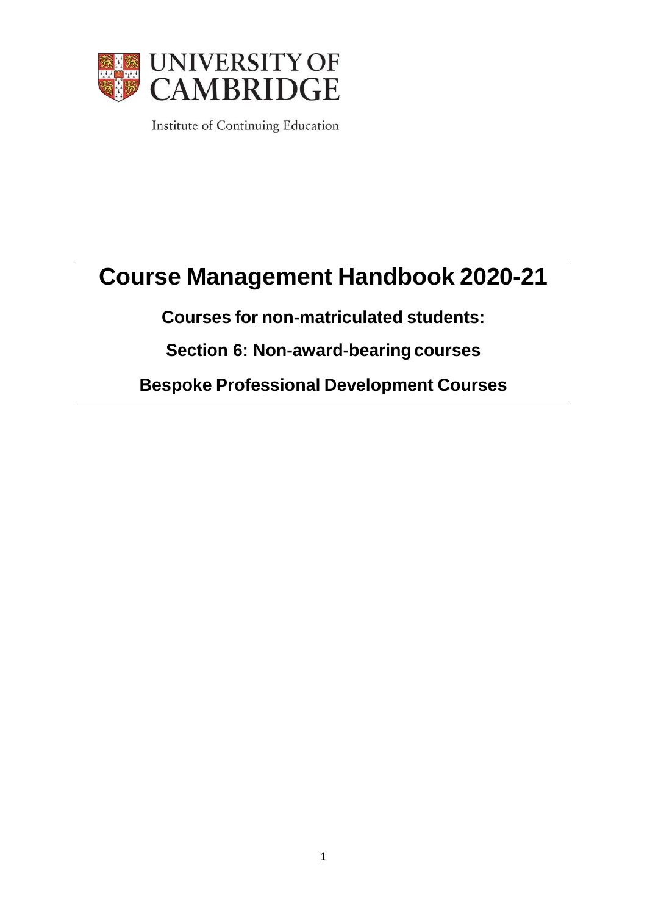UNIVERSITY OF CAMBRIDGE

Institute of Continuing Education

# Course Management Handbook 2020-21

## Courses for non-matriculated students:

## Section 6: Non-award-bearing courses

## Bespoke Professional Development Courses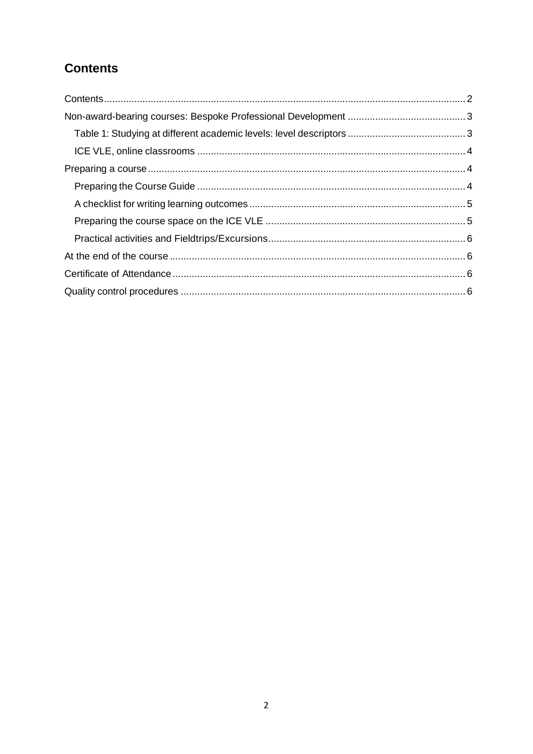## Contents

Contents 2
Non-award-bearing courses: Bespoke Professional Development 3
  Table 1: Studying at different academic levels: level descriptors 3
  ICE VLE, online classrooms 4
Preparing a course 4
  Preparing the Course Guide 4
  A checklist for writing learning outcomes 5
  Preparing the course space on the ICE VLE 5
  Practical activities and Fieldtrips/Excursions 6
At the end of the course 6
Certificate of Attendance 6
Quality control procedures 6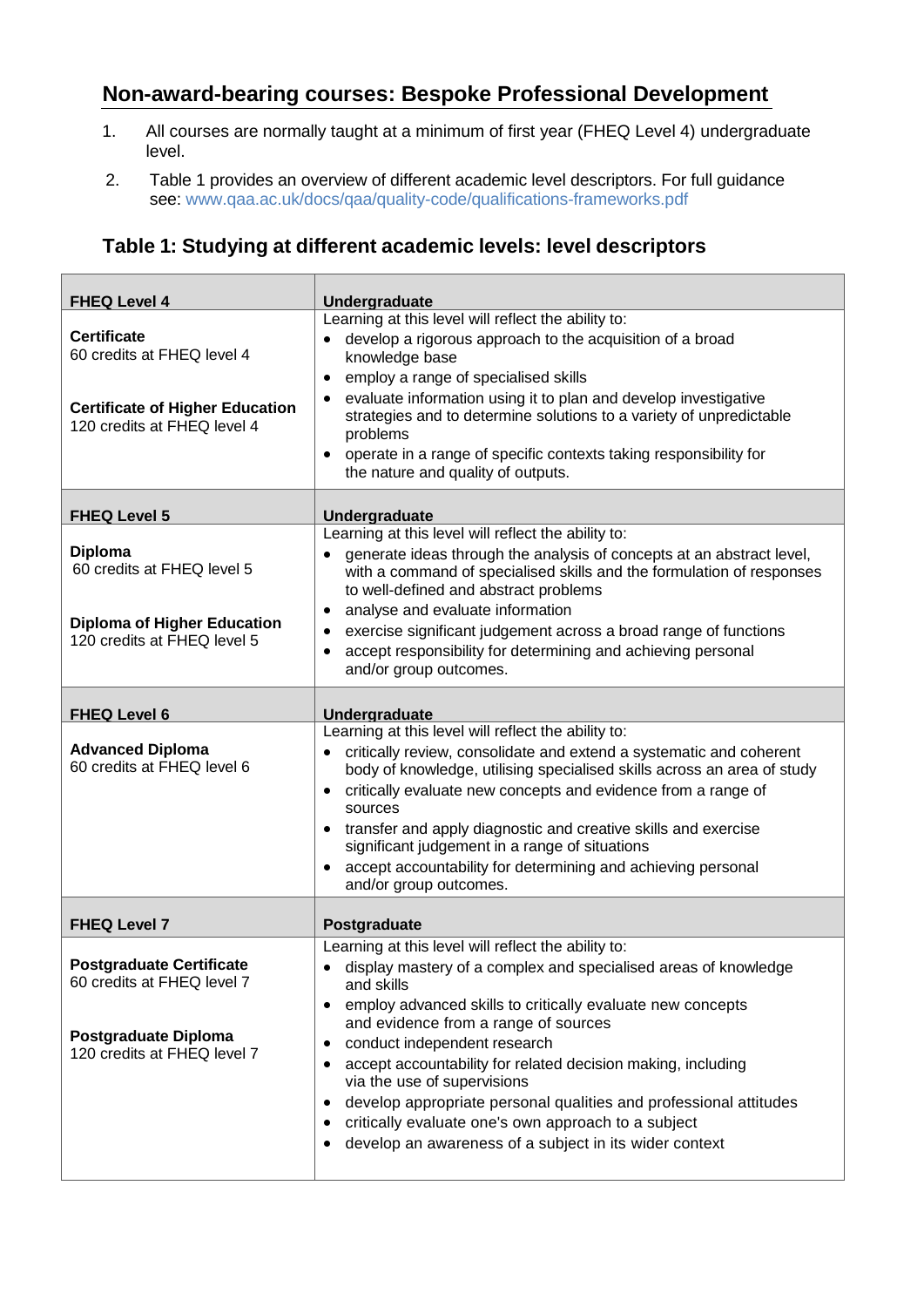## Non-award-bearing courses: Bespoke Professional Development

1. All courses are normally taught at a minimum of first year (FHEQ Level 4) undergraduate level.
2. Table 1 provides an overview of different academic level descriptors. For full guidance see: www.qaa.ac.uk/docs/qaa/quality-code/qualifications-frameworks.pdf

### Table 1: Studying at different academic levels: level descriptors

| **FHEQ Level 4** | **Undergraduate** |
|---|---|
| **Certificate**<br>60 credits at FHEQ level 4<br><br>**Certificate of Higher Education**<br>120 credits at FHEQ level 4 | Learning at this level will reflect the ability to:<br>• develop a rigorous approach to the acquisition of a broad knowledge base<br>• employ a range of specialised skills<br>• evaluate information using it to plan and develop investigative strategies and to determine solutions to a variety of unpredictable problems<br>• operate in a range of specific contexts taking responsibility for the nature and quality of outputs. |
| **FHEQ Level 5** | **Undergraduate** |
| **Diploma**<br>60 credits at FHEQ level 5<br><br>**Diploma of Higher Education**<br>120 credits at FHEQ level 5 | Learning at this level will reflect the ability to:<br>• generate ideas through the analysis of concepts at an abstract level, with a command of specialised skills and the formulation of responses to well-defined and abstract problems<br>• analyse and evaluate information<br>• exercise significant judgement across a broad range of functions<br>• accept responsibility for determining and achieving personal and/or group outcomes. |
| **FHEQ Level 6** | **Undergraduate** |
| **Advanced Diploma**<br>60 credits at FHEQ level 6 | Learning at this level will reflect the ability to:<br>• critically review, consolidate and extend a systematic and coherent body of knowledge, utilising specialised skills across an area of study<br>• critically evaluate new concepts and evidence from a range of sources<br>• transfer and apply diagnostic and creative skills and exercise significant judgement in a range of situations<br>• accept accountability for determining and achieving personal and/or group outcomes. |
| **FHEQ Level 7** | **Postgraduate** |
| **Postgraduate Certificate**<br>60 credits at FHEQ level 7<br><br>**Postgraduate Diploma**<br>120 credits at FHEQ level 7 | Learning at this level will reflect the ability to:<br>• display mastery of a complex and specialised areas of knowledge and skills<br>• employ advanced skills to critically evaluate new concepts and evidence from a range of sources<br>• conduct independent research<br>• accept accountability for related decision making, including via the use of supervisions<br>• develop appropriate personal qualities and professional attitudes<br>• critically evaluate one's own approach to a subject<br>• develop an awareness of a subject in its wider context |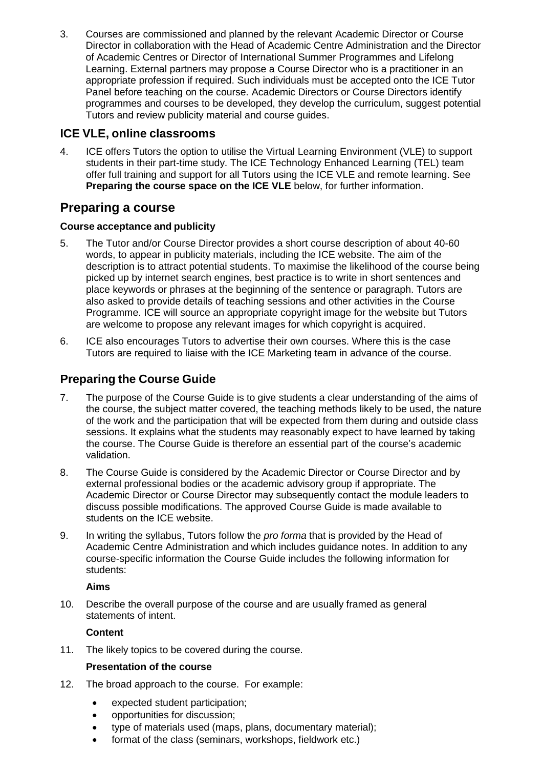3. Courses are commissioned and planned by the relevant Academic Director or Course Director in collaboration with the Head of Academic Centre Administration and the Director of Academic Centres or Director of International Summer Programmes and Lifelong Learning. External partners may propose a Course Director who is a practitioner in an appropriate profession if required. Such individuals must be accepted onto the ICE Tutor Panel before teaching on the course. Academic Directors or Course Directors identify programmes and courses to be developed, they develop the curriculum, suggest potential Tutors and review publicity material and course guides.

## ICE VLE, online classrooms

4. ICE offers Tutors the option to utilise the Virtual Learning Environment (VLE) to support students in their part-time study. The ICE Technology Enhanced Learning (TEL) team offer full training and support for all Tutors using the ICE VLE and remote learning. See **Preparing the course space on the ICE VLE** below, for further information.

## Preparing a course

#### Course acceptance and publicity

5. The Tutor and/or Course Director provides a short course description of about 40-60 words, to appear in publicity materials, including the ICE website. The aim of the description is to attract potential students. To maximise the likelihood of the course being picked up by internet search engines, best practice is to write in short sentences and place keywords or phrases at the beginning of the sentence or paragraph. Tutors are also asked to provide details of teaching sessions and other activities in the Course Programme. ICE will source an appropriate copyright image for the website but Tutors are welcome to propose any relevant images for which copyright is acquired.

6. ICE also encourages Tutors to advertise their own courses. Where this is the case Tutors are required to liaise with the ICE Marketing team in advance of the course.

## Preparing the Course Guide

7. The purpose of the Course Guide is to give students a clear understanding of the aims of the course, the subject matter covered, the teaching methods likely to be used, the nature of the work and the participation that will be expected from them during and outside class sessions. It explains what the students may reasonably expect to have learned by taking the course. The Course Guide is therefore an essential part of the course's academic validation.

8. The Course Guide is considered by the Academic Director or Course Director and by external professional bodies or the academic advisory group if appropriate. The Academic Director or Course Director may subsequently contact the module leaders to discuss possible modifications. The approved Course Guide is made available to students on the ICE website.

9. In writing the syllabus, Tutors follow the *pro forma* that is provided by the Head of Academic Centre Administration and which includes guidance notes. In addition to any course-specific information the Course Guide includes the following information for students:

#### Aims

10. Describe the overall purpose of the course and are usually framed as general statements of intent.

#### Content

11. The likely topics to be covered during the course.

#### Presentation of the course

12. The broad approach to the course. For example:

- expected student participation;
- opportunities for discussion;
- type of materials used (maps, plans, documentary material);
- format of the class (seminars, workshops, fieldwork etc.)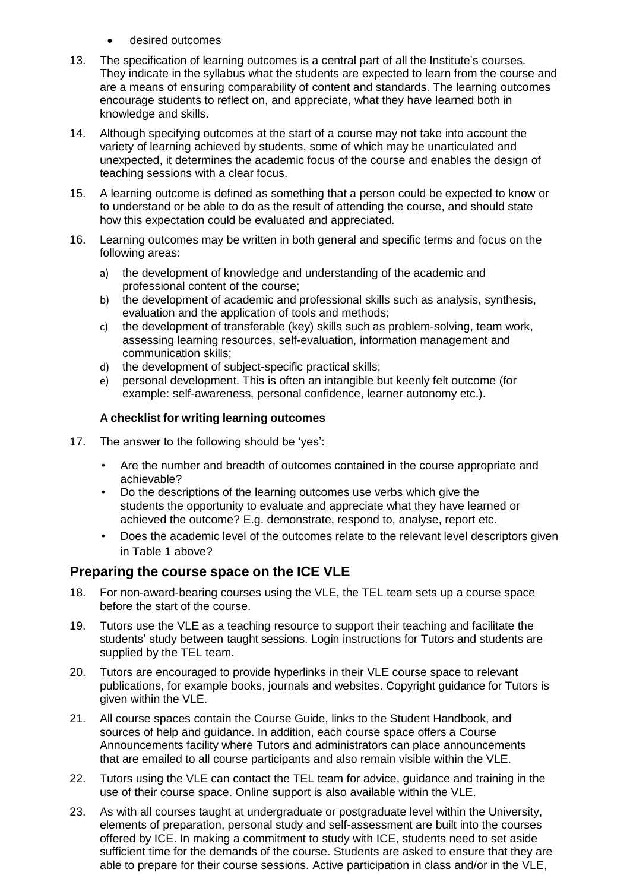- desired outcomes

13. The specification of learning outcomes is a central part of all the Institute's courses. They indicate in the syllabus what the students are expected to learn from the course and are a means of ensuring comparability of content and standards. The learning outcomes encourage students to reflect on, and appreciate, what they have learned both in knowledge and skills.

14. Although specifying outcomes at the start of a course may not take into account the variety of learning achieved by students, some of which may be unarticulated and unexpected, it determines the academic focus of the course and enables the design of teaching sessions with a clear focus.

15. A learning outcome is defined as something that a person could be expected to know or to understand or be able to do as the result of attending the course, and should state how this expectation could be evaluated and appreciated.

16. Learning outcomes may be written in both general and specific terms and focus on the following areas:

    a) the development of knowledge and understanding of the academic and professional content of the course;
    b) the development of academic and professional skills such as analysis, synthesis, evaluation and the application of tools and methods;
    c) the development of transferable (key) skills such as problem-solving, team work, assessing learning resources, self-evaluation, information management and communication skills;
    d) the development of subject-specific practical skills;
    e) personal development. This is often an intangible but keenly felt outcome (for example: self-awareness, personal confidence, learner autonomy etc.).

**A checklist for writing learning outcomes**

17. The answer to the following should be 'yes':

    - Are the number and breadth of outcomes contained in the course appropriate and achievable?
    - Do the descriptions of the learning outcomes use verbs which give the students the opportunity to evaluate and appreciate what they have learned or achieved the outcome? E.g. demonstrate, respond to, analyse, report etc.
    - Does the academic level of the outcomes relate to the relevant level descriptors given in Table 1 above?

## Preparing the course space on the ICE VLE

18. For non-award-bearing courses using the VLE, the TEL team sets up a course space before the start of the course.

19. Tutors use the VLE as a teaching resource to support their teaching and facilitate the students' study between taught sessions. Login instructions for Tutors and students are supplied by the TEL team.

20. Tutors are encouraged to provide hyperlinks in their VLE course space to relevant publications, for example books, journals and websites. Copyright guidance for Tutors is given within the VLE.

21. All course spaces contain the Course Guide, links to the Student Handbook, and sources of help and guidance. In addition, each course space offers a Course Announcements facility where Tutors and administrators can place announcements that are emailed to all course participants and also remain visible within the VLE.

22. Tutors using the VLE can contact the TEL team for advice, guidance and training in the use of their course space. Online support is also available within the VLE.

23. As with all courses taught at undergraduate or postgraduate level within the University, elements of preparation, personal study and self-assessment are built into the courses offered by ICE. In making a commitment to study with ICE, students need to set aside sufficient time for the demands of the course. Students are asked to ensure that they are able to prepare for their course sessions. Active participation in class and/or in the VLE,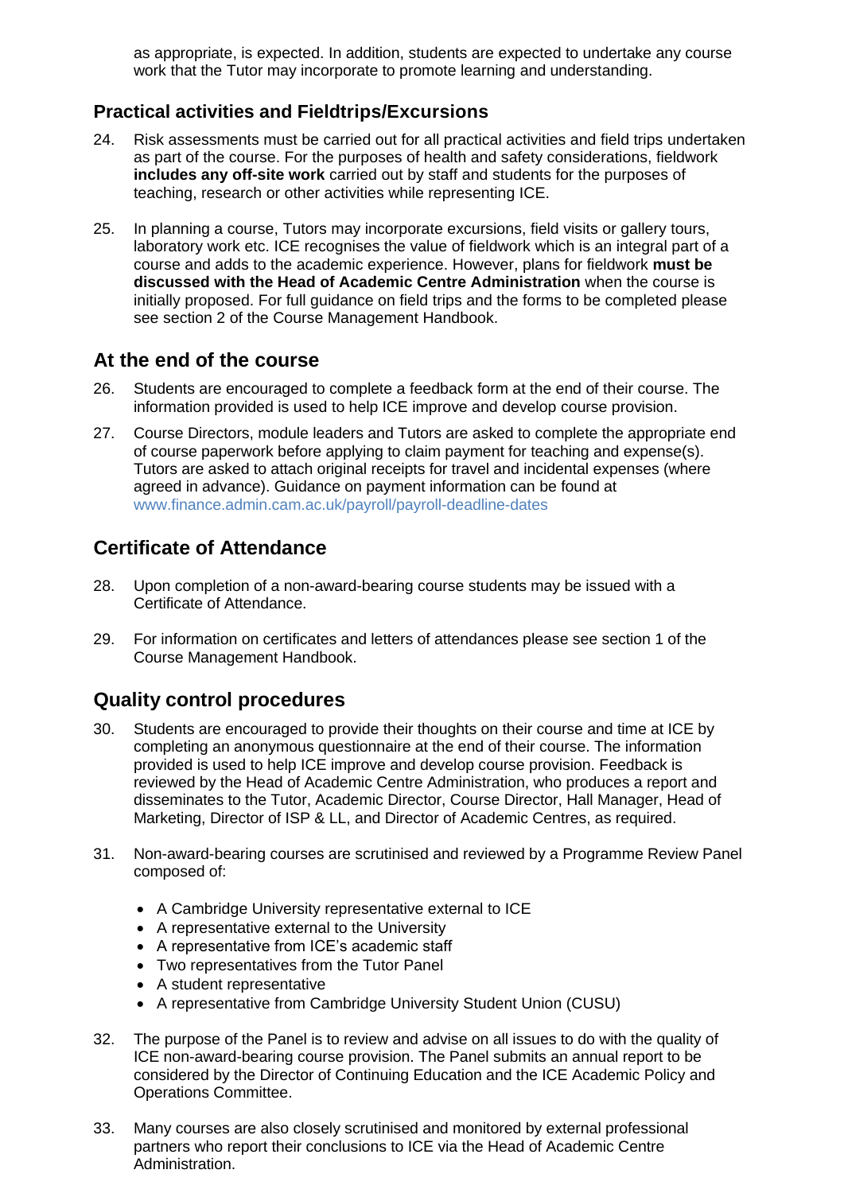as appropriate, is expected. In addition, students are expected to undertake any course work that the Tutor may incorporate to promote learning and understanding.

### Practical activities and Fieldtrips/Excursions

24. Risk assessments must be carried out for all practical activities and field trips undertaken as part of the course. For the purposes of health and safety considerations, fieldwork **includes any off-site work** carried out by staff and students for the purposes of teaching, research or other activities while representing ICE.

25. In planning a course, Tutors may incorporate excursions, field visits or gallery tours, laboratory work etc. ICE recognises the value of fieldwork which is an integral part of a course and adds to the academic experience. However, plans for fieldwork **must be discussed with the Head of Academic Centre Administration** when the course is initially proposed. For full guidance on field trips and the forms to be completed please see section 2 of the Course Management Handbook.

## At the end of the course

26. Students are encouraged to complete a feedback form at the end of their course. The information provided is used to help ICE improve and develop course provision.

27. Course Directors, module leaders and Tutors are asked to complete the appropriate end of course paperwork before applying to claim payment for teaching and expense(s). Tutors are asked to attach original receipts for travel and incidental expenses (where agreed in advance). Guidance on payment information can be found at www.finance.admin.cam.ac.uk/payroll/payroll-deadline-dates

## Certificate of Attendance

28. Upon completion of a non-award-bearing course students may be issued with a Certificate of Attendance.

29. For information on certificates and letters of attendances please see section 1 of the Course Management Handbook.

## Quality control procedures

30. Students are encouraged to provide their thoughts on their course and time at ICE by completing an anonymous questionnaire at the end of their course. The information provided is used to help ICE improve and develop course provision. Feedback is reviewed by the Head of Academic Centre Administration, who produces a report and disseminates to the Tutor, Academic Director, Course Director, Hall Manager, Head of Marketing, Director of ISP & LL, and Director of Academic Centres, as required.

31. Non-award-bearing courses are scrutinised and reviewed by a Programme Review Panel composed of:

    - A Cambridge University representative external to ICE
    - A representative external to the University
    - A representative from ICE's academic staff
    - Two representatives from the Tutor Panel
    - A student representative
    - A representative from Cambridge University Student Union (CUSU)

32. The purpose of the Panel is to review and advise on all issues to do with the quality of ICE non-award-bearing course provision. The Panel submits an annual report to be considered by the Director of Continuing Education and the ICE Academic Policy and Operations Committee.

33. Many courses are also closely scrutinised and monitored by external professional partners who report their conclusions to ICE via the Head of Academic Centre Administration.